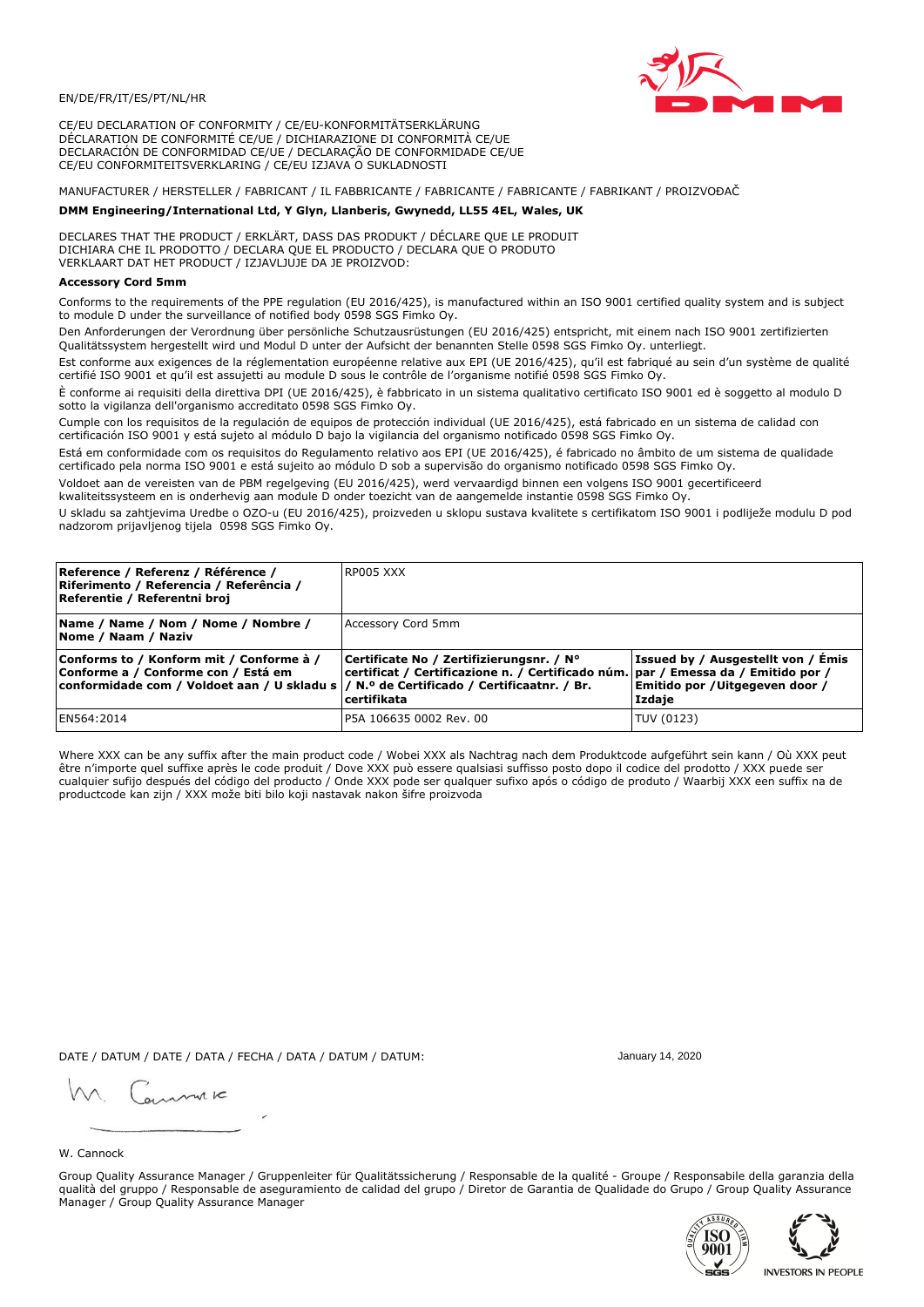EN/DE/FR/IT/ES/PT/NL/HR

CE/EU DECLARATION OF CONFORMITY / CE/EU-KONFORMITÄTSERKLÄRUNG
DÉCLARATION DE CONFORMITÉ CE/UE / DICHIARAZIONE DI CONFORMITÀ CE/UE
DECLARACIÓN DE CONFORMIDAD CE/UE / DECLARAÇÃO DE CONFORMIDADE CE/UE
CE/EU CONFORMITEITSVERKLARING / CE/EU IZJAVA O SUKLADNOSTI

MANUFACTURER / HERSTELLER / FABRICANT / IL FABBRICANTE / FABRICANTE / FABRICANTE / FABRIKANT / PROIZVOĐAČ

**DMM Engineering/International Ltd, Y Glyn, Llanberis, Gwynedd, LL55 4EL, Wales, UK**

DECLARES THAT THE PRODUCT / ERKLÄRT, DASS DAS PRODUKT / DÉCLARE QUE LE PRODUIT
DICHIARA CHE IL PRODOTTO / DECLARA QUE EL PRODUCTO / DECLARA QUE O PRODUTO
VERKLAART DAT HET PRODUCT / IZJAVLJUJE DA JE PROIZVOD:

**Accessory Cord 5mm**

Conforms to the requirements of the PPE regulation (EU 2016/425), is manufactured within an ISO 9001 certified quality system and is subject to module D under the surveillance of notified body 0598 SGS Fimko Oy.

Den Anforderungen der Verordnung über persönliche Schutzausrüstungen (EU 2016/425) entspricht, mit einem nach ISO 9001 zertifizierten Qualitätssystem hergestellt wird und Modul D unter der Aufsicht der benannten Stelle 0598 SGS Fimko Oy. unterliegt.

Est conforme aux exigences de la réglementation européenne relative aux EPI (UE 2016/425), qu'il est fabriqué au sein d'un système de qualité certifié ISO 9001 et qu'il est assujetti au module D sous le contrôle de l'organisme notifié 0598 SGS Fimko Oy.

È conforme ai requisiti della direttiva DPI (UE 2016/425), è fabbricato in un sistema qualitativo certificato ISO 9001 ed è soggetto al modulo D sotto la vigilanza dell'organismo accreditato 0598 SGS Fimko Oy.

Cumple con los requisitos de la regulación de equipos de protección individual (UE 2016/425), está fabricado en un sistema de calidad con certificación ISO 9001 y está sujeto al módulo D bajo la vigilancia del organismo notificado 0598 SGS Fimko Oy.

Está em conformidade com os requisitos do Regulamento relativo aos EPI (UE 2016/425), é fabricado no âmbito de um sistema de qualidade certificado pela norma ISO 9001 e está sujeito ao módulo D sob a supervisão do organismo notificado 0598 SGS Fimko Oy.

Voldoet aan de vereisten van de PBM regelgeving (EU 2016/425), werd vervaardigd binnen een volgens ISO 9001 gecertificeerd kwaliteitssysteem en is onderhevig aan module D onder toezicht van de aangemelde instantie 0598 SGS Fimko Oy.

U skladu sa zahtjevima Uredbe o OZO-u (EU 2016/425), proizveden u sklopu sustava kvalitete s certifikatom ISO 9001 i podliježe modulu D pod nadzorom prijavljenog tijela 0598 SGS Fimko Oy.

| **Reference / Referenz / Référence / Riferimento / Referencia / Referência / Referentie / Referentni broj** | RP005 XXX | |
|---|---|---|
| **Name / Name / Nom / Nome / Nombre / Nome / Naam / Naziv** | Accessory Cord 5mm | |
| **Conforms to / Konform mit / Conforme à / Conforme a / Conforme con / Está em conformidade com / Voldoet aan / U skladu s** | **Certificate No / Zertifizierungsnr. / N° certificat / Certificazione n. / Certificado núm. / N.º de Certificado / Certificaatnr. / Br. certifikata** | **Issued by / Ausgestellt von / Émis par / Emessa da / Emitido por / Emitido por / Uitgegeven door / Izdaje** |
| EN564:2014 | P5A 106635 0002 Rev. 00 | TUV (0123) |

Where XXX can be any suffix after the main product code / Wobei XXX als Nachtrag nach dem Produktcode aufgeführt sein kann / Où XXX peut être n'importe quel suffixe après le code produit / Dove XXX può essere qualsiasi suffisso posto dopo il codice del prodotto / XXX puede ser cualquier sufijo después del código del producto / Onde XXX pode ser qualquer sufixo após o código de produto / Waarbij XXX een suffix na de productcode kan zijn / XXX može biti bilo koji nastavak nakon šifre proizvoda

DATE / DATUM / DATE / DATA / FECHA / DATA / DATUM / DATUM: January 14, 2020

W. Cannock

Group Quality Assurance Manager / Gruppenleiter für Qualitätssicherung / Responsable de la qualité - Groupe / Responsabile della garanzia della qualità del gruppo / Responsable de aseguramiento de calidad del grupo / Diretor de Garantia de Qualidade do Grupo / Group Quality Assurance Manager / Group Quality Assurance Manager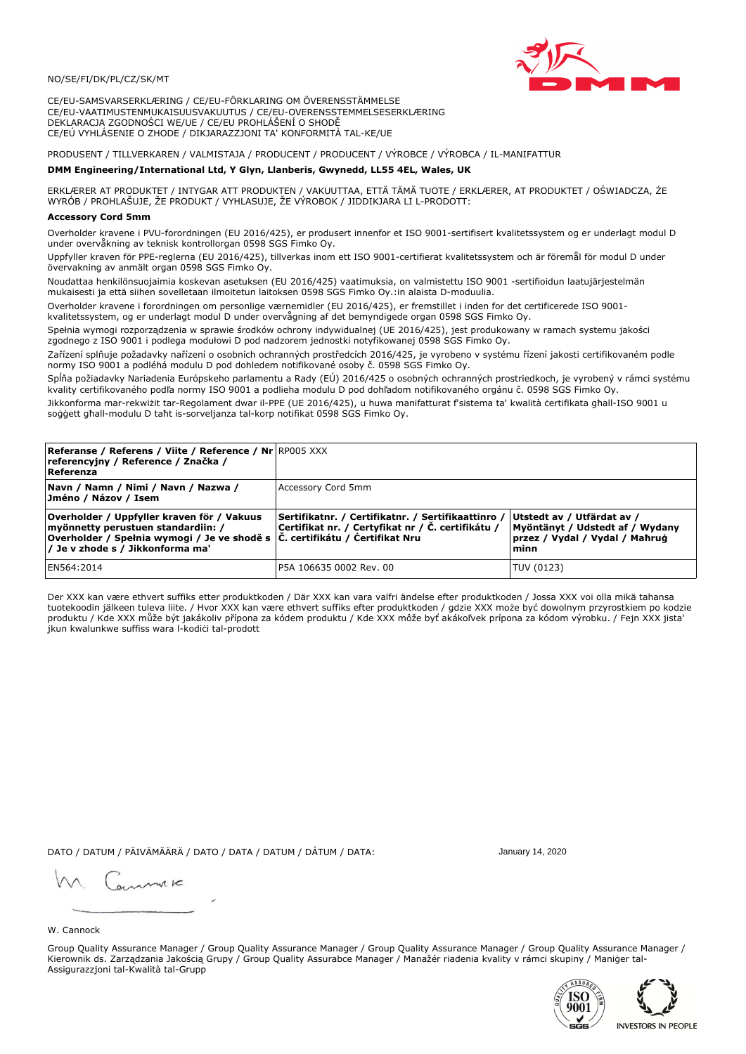NO/SE/FI/DK/PL/CZ/SK/MT

CE/EU-SAMSVARSERKLÆRING / CE/EU-FÖRKLARING OM ÖVERENSSTÄMMELSE
CE/EU-VAATIMUSTENMUKAISUUSVAKUUTUS / CE/EU-OVERENSSTEMMELSESERKLÆRING
DEKLARACJA ZGODNOŚCI WE/UE / CE/EU PROHLÁŠENÍ O SHODĚ
CE/EÚ VYHLÁSENIE O ZHODE / DIKJARAZZJONI TA' KONFORMITÀ TAL-KE/UE

PRODUSENT / TILLVERKAREN / VALMISTAJA / PRODUCENT / PRODUCENT / VÝROBCE / VÝROBCA / IL-MANIFATTUR

**DMM Engineering/International Ltd, Y Glyn, Llanberis, Gwynedd, LL55 4EL, Wales, UK**

ERKLÆRER AT PRODUKTET / INTYGAR ATT PRODUKTEN / VAKUUTTAA, ETTÄ TÄMÄ TUOTE / ERKLÆRER, AT PRODUKTET / OŚWIADCZA, ŻE WYRÓB / PROHLAŠUJE, ŽE PRODUKT / VYHLASUJE, ŽE VÝROBOK / JIDDIKJARA LI L-PRODOTT:

**Accessory Cord 5mm**

Overholder kravene i PVU-forordningen (EU 2016/425), er produsert innenfor et ISO 9001-sertifisert kvalitetssystem og er underlagt modul D under overvåkning av teknisk kontrollorgan 0598 SGS Fimko Oy.

Uppfyller kraven för PPE-reglerna (EU 2016/425), tillverkas inom ett ISO 9001-certifierat kvalitetssystem och är föremål för modul D under övervakning av anmält organ 0598 SGS Fimko Oy.

Noudattaa henkilönsuojaimia koskevan asetuksen (EU 2016/425) vaatimuksia, on valmistettu ISO 9001 -sertifioidun laatujärjestelmän mukaisesti ja että siihen sovelletaan ilmoitetun laitoksen 0598 SGS Fimko Oy.:in alaista D-moduulia.

Overholder kravene i forordningen om personlige værnemidler (EU 2016/425), er fremstillet i inden for det certificerede ISO 9001-kvalitetssystem, og er underlagt modul D under overvågning af det bemyndigede organ 0598 SGS Fimko Oy.

Spełnia wymogi rozporządzenia w sprawie środków ochrony indywidualnej (UE 2016/425), jest produkowany w ramach systemu jakości zgodnego z ISO 9001 i podlega modułowi D pod nadzorem jednostki notyfikowanej 0598 SGS Fimko Oy.

Zařízení splňuje požadavky nařízení o osobních ochranných prostředcích 2016/425, je vyrobeno v systému řízení jakosti certifikovaném podle normy ISO 9001 a podléhá modulu D pod dohledem notifikované osoby č. 0598 SGS Fimko Oy.

Spĺňa požiadavky Nariadenia Európskeho parlamentu a Rady (EÚ) 2016/425 o osobných ochranných prostriedkoch, je vyrobený v rámci systému kvality certifikovaného podľa normy ISO 9001 a podlieha modulu D pod dohľadom notifikovaného orgánu č. 0598 SGS Fimko Oy.

Jikkonforma mar-rekwiżit tar-Regolament dwar il-PPE (UE 2016/425), u huwa manifatturat f'sistema ta' kwalità ċertifikata għall-ISO 9001 u soġġett għall-modulu D taħt is-sorveljanza tal-korp notifikat 0598 SGS Fimko Oy.

| **Referanse / Referens / Viite / Reference / Nr referencyjny / Reference / Značka / Referenza** | RP005 XXX | |
|---|---|---|
| **Navn / Namn / Nimi / Navn / Nazwa / Jméno / Názov / Isem** | Accessory Cord 5mm | |
| **Overholder / Uppfyller kraven för / Vakuus myönnetty perustuen standardiin: / Overholder / Spełnia wymogi / Je ve shodě s / Je v zhode s / Jikkonforma ma'** | **Sertifikatnr. / Certifikatnr. / Sertifikaattinro / Certifikat nr. / Certyfikat nr / Č. certifikátu / Č. certifikátu / Ċertifikat Nru** | **Utstedt av / Utfärdat av / Myöntänyt / Udstedt af / Wydany przez / Vydal / Vydal / Maħruġ minn** |
| EN564:2014 | P5A 106635 0002 Rev. 00 | TUV (0123) |

Der XXX kan være ethvert suffiks etter produktkoden / Där XXX kan vara valfri ändelse efter produktkoden / Jossa XXX voi olla mikä tahansa tuotekoodin jälkeen tuleva liite. / Hvor XXX kan være ethvert suffiks efter produktkoden / gdzie XXX może być dowolnym przyrostkiem po kodzie produktu / Kde XXX může být jakákoliv přípona za kódem produktu / Kde XXX môže byť akákoľvek prípona za kódom výrobku. / Fejn XXX jista' jkun kwalunkwe suffiss wara l-kodiċi tal-prodott

DATO / DATUM / PÄIVÄMÄÄRÄ / DATO / DATA / DATUM / DÁTUM / DATA: January 14, 2020

W. Cannock

Group Quality Assurance Manager / Group Quality Assurance Manager / Group Quality Assurance Manager / Group Quality Assurance Manager / Kierownik ds. Zarządzania Jakością Grupy / Group Quality Assurabce Manager / Manažér riadenia kvality v rámci skupiny / Maniġer tal-Assigurazzjoni tal-Kwalità tal-Grupp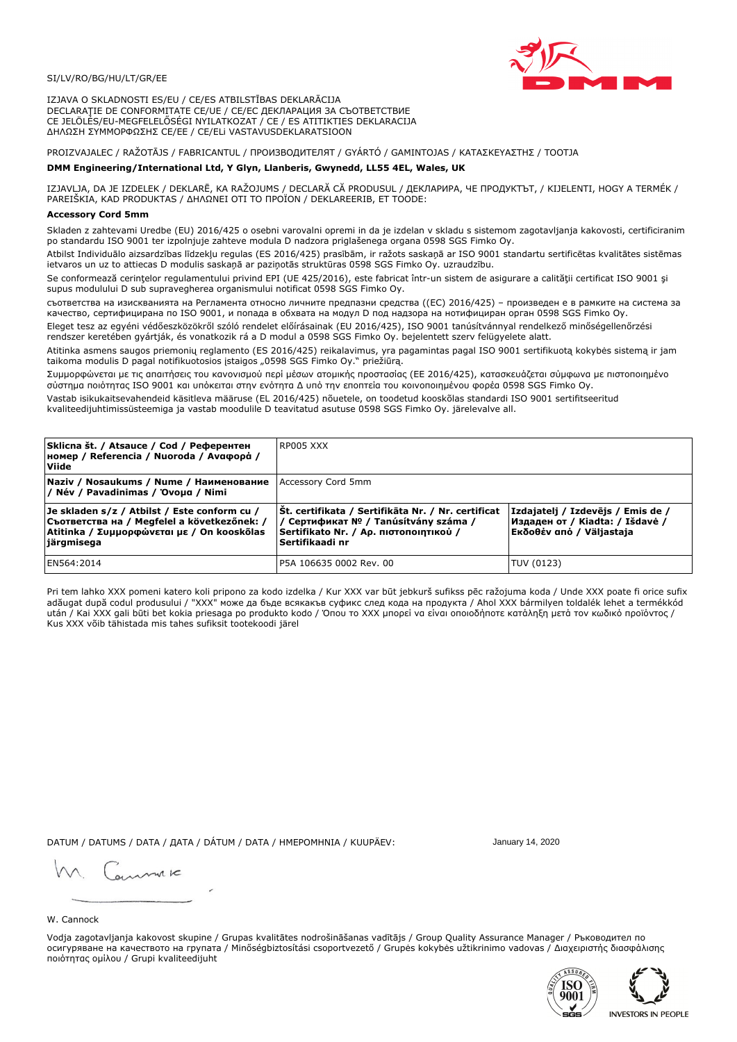SI/LV/RO/BG/HU/LT/GR/EE

IZJAVA O SKLADNOSTI ES/EU / CE/ES ATBILSTĪBAS DEKLARĀCIJA
DECLARAȚIE DE CONFORMITATE CE/UE / CE/ЕС ДЕКЛАРАЦИЯ ЗА СЪОТВЕТСТВИЕ
CE JELÖLÉS/EU-MEGFELELŐSÉGI NYILATKOZAT / CE / ES ATITIKTIES DEKLARACIJA
ΔΗΛΩΣΗ ΣΥΜΜΟΡΦΩΣΗΣ CE/ΕΕ / CE/ELi VASTAVUSDEKLARATSIOON

PROIZVAJALEC / RAŽOTĀJS / FABRICANTUL / ПРОИЗВОДИТЕЛЯТ / GYÁRTÓ / GAMINTOJAS / ΚΑΤΑΣΚΕΥΑΣΤΗΣ / TOOTJA

**DMM Engineering/International Ltd, Y Glyn, Llanberis, Gwynedd, LL55 4EL, Wales, UK**

IZJAVLJA, DA JE IZDELEK / DEKLARĒ, KA RAŽOJUMS / DECLARĂ CĂ PRODUSUL / ДЕКЛАРИРА, ЧЕ ПРОДУКТЪТ, / KIJELENTI, HOGY A TERMÉK / PAREIŠKIA, KAD PRODUKTAS / ΔΗΛΩΝΕΙ ΟΤΙ ΤΟ ΠΡΟΪΟΝ / DEKLAREERIB, ET TOODE:

**Accessory Cord 5mm**

Skladen z zahtevami Uredbe (EU) 2016/425 o osebni varovalni opremi in da je izdelan v skladu s sistemom zagotavljanja kakovosti, certificiranim po standardu ISO 9001 ter izpolnjuje zahteve modula D nadzora priglašenega organa 0598 SGS Fimko Oy.

Atbilst Individuālo aizsardzības līdzekļu regulas (ES 2016/425) prasībām, ir ražots saskaņā ar ISO 9001 standartu sertificētas kvalitātes sistēmas ietvaros un uz to attiecas D modulis saskaņā ar paziņotās struktūras 0598 SGS Fimko Oy. uzraudzību.

Se conformează cerințelor regulamentului privind EPI (UE 425/2016), este fabricat într-un sistem de asigurare a calității certificat ISO 9001 și supus modulului D sub supravegherea organismului notificat 0598 SGS Fimko Oy.

съответства на изискванията на Регламента относно личните предпазни средства ((ЕС) 2016/425) – произведен е в рамките на системата за качество, сертифицирана по ISO 9001, и попада в обхвата на модул D под надзора на нотифициран орган 0598 SGS Fimko Oy.

Eleget tesz az egyéni védőeszközökről szóló rendelet előírásainak (EU 2016/425), ISO 9001 tanúsítvánnyal rendelkező minőségellenőrzési rendszer keretében gyártják, és vonatkozik rá a D modul a 0598 SGS Fimko Oy. bejelentett szerv felügyelete alatt.

Atitinka asmens saugos priemonių reglamento (ES 2016/425) reikalavimus, yra pagamintas pagal ISO 9001 sertifikuotą kokybės sistemą ir jam taikoma modulis D pagal notifikuotosios įstaigos „0598 SGS Fimko Oy." priežiūrą.

Συμμορφώνεται με τις απαιτήσεις του κανονισμού περί μέσων ατομικής προστασίας (ΕΕ 2016/425), κατασκευάζεται σύμφωνα με πιστοποιημένο σύστημα ποιότητας ISO 9001 και υπόκειται στην ενότητα Δ υπό την εποπτεία του κοινοποιημένου φορέα 0598 SGS Fimko Oy.

Vastab isikukaitsevahendeid käsitleva määruse (EL 2016/425) nõuetele, on toodetud kooskõlas standardi ISO 9001 sertifitseeritud kvaliteedijuhtimissüsteemiga ja vastab moodulile D teavitatud asutuse 0598 SGS Fimko Oy. järelevalve all.

| | | |
|---|---|---|
| **Sklicna št. / Atsauce / Cod / Референтен номер / Referencia / Nuoroda / Αναφορά / Viide** | RP005 XXX | |
| **Naziv / Nosaukums / Nume / Наименование / Név / Pavadinimas / Όνομα / Nimi** | Accessory Cord 5mm | |
| **Je skladen s/z / Atbilst / Este conform cu / Съответства на / Megfelel a következőnek: / Atitinka / Συμμορφώνεται με / On kooskõlas järgmisega** | **Št. certifikata / Sertifikāta Nr. / Nr. certificat / Сертификат № / Tanúsítvány száma / Sertifikato Nr. / Αρ. πιστοποιητικού / Sertifikaadi nr** | **Izdajatelj / Izdevējs / Emis de / Издаден от / Kiadta: / Išdavė / Εκδοθέν από / Väljastaja** |
| EN564:2014 | P5A 106635 0002 Rev. 00 | TUV (0123) |

Pri tem lahko XXX pomeni katero koli pripono za kodo izdelka / Kur XXX var būt jebkurš sufikss pēc ražojuma koda / Unde XXX poate fi orice sufix adăugat după codul produsului / "XXX" може да бъде всякакъв суфикс след кода на продукта / Ahol XXX bármilyen toldalék lehet a termékkód után / Kai XXX gali būti bet kokia priesaga po produkto kodo / Όπου το XXX μπορεί να είναι οποιοδήποτε κατάληξη μετά τον κωδικό προϊόντος / Kus XXX võib tähistada mis tahes sufiksit tootekoodi järel

DATUM / DATUMS / DATA / ДАТА / DÁTUM / DATA / ΗΜΕΡΟΜΗΝΙΑ / KUUPÄEV: January 14, 2020

W. Cannock

Vodja zagotavljanja kakovost skupine / Grupas kvalitātes nodrošināšanas vadītājs / Group Quality Assurance Manager / Ръководител по осигуряване на качеството на групата / Minőségbiztosítási csoportvezető / Grupės kokybės užtikrinimo vadovas / Διαχειριστής διασφάλισης ποιότητας ομίλου / Grupi kvaliteedijuht